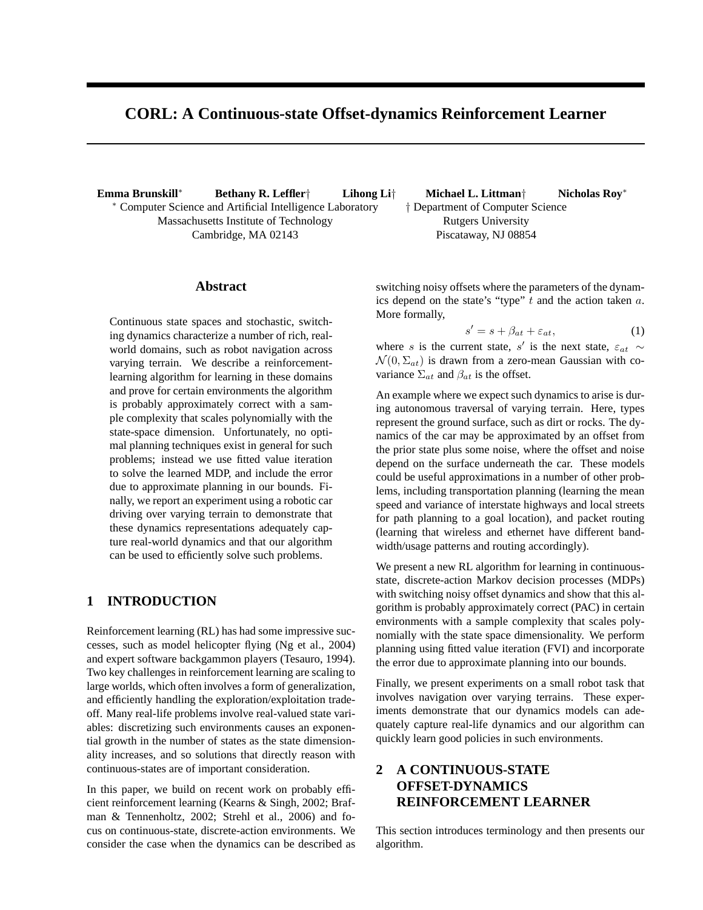# CORL: A Continuous-state Offset-dynamics Reinforcement Learner

**Emma Brunskill**[*] **Bethany R. Leffler**[†] **Lihong Li**[†] **Michael L. Littman**[†] **Nicholas Roy**[*]

[*] Computer Science and Artificial Intelligence Laboratory
Massachusetts Institute of Technology
Cambridge, MA 02143

[†] Department of Computer Science
Rutgers University
Piscataway, NJ 08854

## Abstract

Continuous state spaces and stochastic, switching dynamics characterize a number of rich, real-world domains, such as robot navigation across varying terrain. We describe a reinforcement-learning algorithm for learning in these domains and prove for certain environments the algorithm is probably approximately correct with a sample complexity that scales polynomially with the state-space dimension. Unfortunately, no optimal planning techniques exist in general for such problems; instead we use fitted value iteration to solve the learned MDP, and include the error due to approximate planning in our bounds. Finally, we report an experiment using a robotic car driving over varying terrain to demonstrate that these dynamics representations adequately capture real-world dynamics and that our algorithm can be used to efficiently solve such problems.

## 1 INTRODUCTION

Reinforcement learning (RL) has had some impressive successes, such as model helicopter flying (Ng et al., 2004) and expert software backgammon players (Tesauro, 1994). Two key challenges in reinforcement learning are scaling to large worlds, which often involves a form of generalization, and efficiently handling the exploration/exploitation tradeoff. Many real-life problems involve real-valued state variables: discretizing such environments causes an exponential growth in the number of states as the state dimensionality increases, and so solutions that directly reason with continuous-states are of important consideration.

In this paper, we build on recent work on probably efficient reinforcement learning (Kearns & Singh, 2002; Brafman & Tennenholtz, 2002; Strehl et al., 2006) and focus on continuous-state, discrete-action environments. We consider the case when the dynamics can be described as switching noisy offsets where the parameters of the dynamics depend on the state's "type" $t$ and the action taken $a$. More formally,

$$s' = s + \beta_{at} + \varepsilon_{at}, \tag{1}$$

where $s$ is the current state, $s'$ is the next state, $\varepsilon_{at} \sim \mathcal{N}(0, \Sigma_{at})$ is drawn from a zero-mean Gaussian with covariance $\Sigma_{at}$ and $\beta_{at}$ is the offset.

An example where we expect such dynamics to arise is during autonomous traversal of varying terrain. Here, types represent the ground surface, such as dirt or rocks. The dynamics of the car may be approximated by an offset from the prior state plus some noise, where the offset and noise depend on the surface underneath the car. These models could be useful approximations in a number of other problems, including transportation planning (learning the mean speed and variance of interstate highways and local streets for path planning to a goal location), and packet routing (learning that wireless and ethernet have different bandwidth/usage patterns and routing accordingly).

We present a new RL algorithm for learning in continuous-state, discrete-action Markov decision processes (MDPs) with switching noisy offset dynamics and show that this algorithm is probably approximately correct (PAC) in certain environments with a sample complexity that scales polynomially with the state space dimensionality. We perform planning using fitted value iteration (FVI) and incorporate the error due to approximate planning into our bounds.

Finally, we present experiments on a small robot task that involves navigation over varying terrains. These experiments demonstrate that our dynamics models can adequately capture real-life dynamics and our algorithm can quickly learn good policies in such environments.

## 2 A CONTINUOUS-STATE OFFSET-DYNAMICS REINFORCEMENT LEARNER

This section introduces terminology and then presents our algorithm.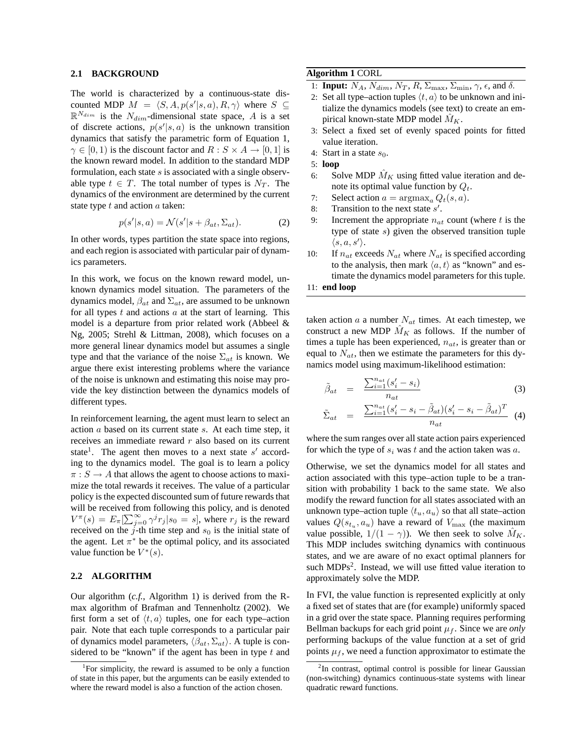## 2.1 BACKGROUND

The world is characterized by a continuous-state discounted MDP $M = \langle S, A, p(s'|s,a), R, \gamma \rangle$ where $S \subseteq \mathbb{R}^{N_{dim}}$ is the $N_{dim}$-dimensional state space, $A$ is a set of discrete actions, $p(s'|s,a)$ is the unknown transition dynamics that satisfy the parametric form of Equation 1, $\gamma \in [0,1)$ is the discount factor and $R : S \times A \rightarrow [0,1]$ is the known reward model. In addition to the standard MDP formulation, each state $s$ is associated with a single observable type $t \in T$. The total number of types is $N_T$. The dynamics of the environment are determined by the current state type $t$ and action $a$ taken:

$$p(s'|s,a) = \mathcal{N}(s'|s + \beta_{at}, \Sigma_{at}). \tag{2}$$

In other words, types partition the state space into regions, and each region is associated with particular pair of dynamics parameters.

In this work, we focus on the known reward model, unknown dynamics model situation. The parameters of the dynamics model, $\beta_{at}$ and $\Sigma_{at}$, are assumed to be unknown for all types $t$ and actions $a$ at the start of learning. This model is a departure from prior related work (Abbeel & Ng, 2005; Strehl & Littman, 2008), which focuses on a more general linear dynamics model but assumes a single type and that the variance of the noise $\Sigma_{at}$ is known. We argue there exist interesting problems where the variance of the noise is unknown and estimating this noise may provide the key distinction between the dynamics models of different types.

In reinforcement learning, the agent must learn to select an action $a$ based on its current state $s$. At each time step, it receives an immediate reward $r$ also based on its current state[1]. The agent then moves to a next state $s'$ according to the dynamics model. The goal is to learn a policy $\pi : S \rightarrow A$ that allows the agent to choose actions to maximize the total rewards it receives. The value of a particular policy is the expected discounted sum of future rewards that will be received from following this policy, and is denoted $V^{\pi}(s) = E_{\pi}[\sum_{j=0}^{\infty} \gamma^j r_j | s_0 = s]$, where $r_j$ is the reward received on the $j$-th time step and $s_0$ is the initial state of the agent. Let $\pi^*$ be the optimal policy, and its associated value function be $V^*(s)$.

## 2.2 ALGORITHM

Our algorithm (*c.f.,* Algorithm 1) is derived from the R-max algorithm of Brafman and Tennenholtz (2002). We first form a set of $\langle t, a \rangle$ tuples, one for each type–action pair. Note that each tuple corresponds to a particular pair of dynamics model parameters, $\langle \beta_{at}, \Sigma_{at} \rangle$. A tuple is considered to be "known" if the agent has been in type $t$ and taken action $a$ a number $N_{at}$ times. At each timestep, we construct a new MDP $\hat{M}_K$ as follows. If the number of times a tuple has been experienced, $n_{at}$, is greater than or equal to $N_{at}$, then we estimate the parameters for this dynamics model using maximum-likelihood estimation:

$$\tilde{\beta}_{at} = \frac{\sum_{i=1}^{n_{at}} (s'_i - s_i)}{n_{at}} \tag{3}$$

$$\tilde{\Sigma}_{at} = \frac{\sum_{i=1}^{n_{at}} (s'_i - s_i - \tilde{\beta}_{at})(s'_i - s_i - \tilde{\beta}_{at})^T}{n_{at}} \tag{4}$$

where the sum ranges over all state action pairs experienced for which the type of $s_i$ was $t$ and the action taken was $a$.

Otherwise, we set the dynamics model for all states and action associated with this type–action tuple to be a transition with probability 1 back to the same state. We also modify the reward function for all states associated with an unknown type–action tuple $\langle t_u, a_u \rangle$ so that all state–action values $Q(s_{t_u}, a_u)$ have a reward of $V_{\max}$ (the maximum value possible, $1/(1-\gamma)$). We then seek to solve $\hat{M}_K$. This MDP includes switching dynamics with continuous states, and we are aware of no exact optimal planners for such MDPs[2]. Instead, we will use fitted value iteration to approximately solve the MDP.

In FVI, the value function is represented explicitly at only a fixed set of states that are (for example) uniformly spaced in a grid over the state space. Planning requires performing Bellman backups for each grid point $\mu_f$. Since we are *only* performing backups of the value function at a set of grid points $\mu_f$, we need a function approximator to estimate the

**Algorithm 1** CORL

1: **Input:** $N_A$, $N_{dim}$, $N_T$, $R$, $\Sigma_{\max}$, $\Sigma_{\min}$, $\gamma$, $\epsilon$, and $\delta$.
2: Set all type–action tuples $\langle t, a \rangle$ to be unknown and initialize the dynamics models (see text) to create an empirical known-state MDP model $\hat{M}_K$.
3: Select a fixed set of evenly spaced points for fitted value iteration.
4: Start in a state $s_0$.
5: **loop**
6: Solve MDP $\hat{M}_K$ using fitted value iteration and denote its optimal value function by $Q_t$.
7: Select action $a = \text{argmax}_a Q_t(s, a)$.
8: Transition to the next state $s'$.
9: Increment the appropriate $n_{at}$ count (where $t$ is the type of state $s$) given the observed transition tuple $\langle s, a, s' \rangle$.
10: If $n_{at}$ exceeds $N_{at}$ where $N_{at}$ is specified according to the analysis, then mark $\langle a, t \rangle$ as "known" and estimate the dynamics model parameters for this tuple.
11: **end loop**

[1] For simplicity, the reward is assumed to be only a function of state in this paper, but the arguments can be easily extended to where the reward model is also a function of the action chosen.

[2] In contrast, optimal control is possible for linear Gaussian (non-switching) dynamics continuous-state systems with linear quadratic reward functions.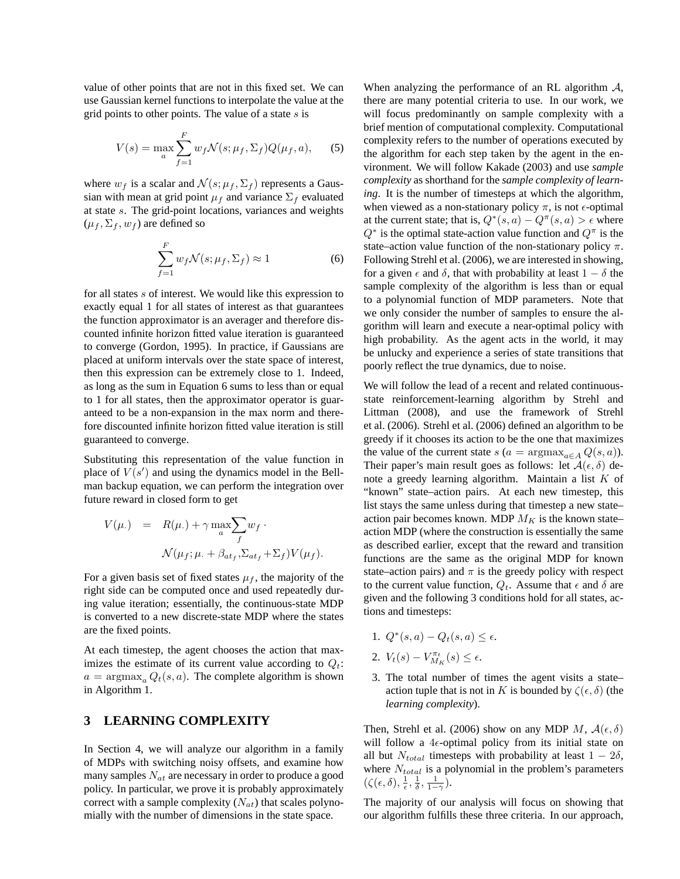value of other points that are not in this fixed set. We can use Gaussian kernel functions to interpolate the value at the grid points to other points. The value of a state $s$ is

$$V(s) = \max_a \sum_{f=1}^{F} w_f \mathcal{N}(s; \mu_f, \Sigma_f) Q(\mu_f, a), \quad (5)$$

where $w_f$ is a scalar and $\mathcal{N}(s; \mu_f, \Sigma_f)$ represents a Gaussian with mean at grid point $\mu_f$ and variance $\Sigma_f$ evaluated at state $s$. The grid-point locations, variances and weights ($\mu_f, \Sigma_f, w_f$) are defined so

$$\sum_{f=1}^{F} w_f \mathcal{N}(s; \mu_f, \Sigma_f) \approx 1 \quad (6)$$

for all states $s$ of interest. We would like this expression to exactly equal 1 for all states of interest as that guarantees the function approximator is an averager and therefore discounted infinite horizon fitted value iteration is guaranteed to converge (Gordon, 1995). In practice, if Gaussians are placed at uniform intervals over the state space of interest, then this expression can be extremely close to 1. Indeed, as long as the sum in Equation 6 sums to less than or equal to 1 for all states, then the approximator operator is guaranteed to be a non-expansion in the max norm and therefore discounted infinite horizon fitted value iteration is still guaranteed to converge.

Substituting this representation of the value function in place of $V(s')$ and using the dynamics model in the Bellman backup equation, we can perform the integration over future reward in closed form to get

$$\begin{aligned} V(\mu_\cdot) &= R(\mu_\cdot) + \gamma \max_a \sum_f w_f \cdot \\ &\quad \mathcal{N}(\mu_f; \mu_\cdot + \beta_{at_f}, \Sigma_{at_f} + \Sigma_f) V(\mu_f). \end{aligned}$$

For a given basis set of fixed states $\mu_f$, the majority of the right side can be computed once and used repeatedly during value iteration; essentially, the continuous-state MDP is converted to a new discrete-state MDP where the states are the fixed points.

At each timestep, the agent chooses the action that maximizes the estimate of its current value according to $Q_t$: $a = \mathrm{argmax}_a Q_t(s, a)$. The complete algorithm is shown in Algorithm 1.

## 3 LEARNING COMPLEXITY

In Section 4, we will analyze our algorithm in a family of MDPs with switching noisy offsets, and examine how many samples $N_{at}$ are necessary in order to produce a good policy. In particular, we prove it is probably approximately correct with a sample complexity ($N_{at}$) that scales polynomially with the number of dimensions in the state space.

When analyzing the performance of an RL algorithm $\mathcal{A}$, there are many potential criteria to use. In our work, we will focus predominantly on sample complexity with a brief mention of computational complexity. Computational complexity refers to the number of operations executed by the algorithm for each step taken by the agent in the environment. We will follow Kakade (2003) and use *sample complexity* as shorthand for the *sample complexity of learning*. It is the number of timesteps at which the algorithm, when viewed as a non-stationary policy $\pi$, is not $\epsilon$-optimal at the current state; that is, $Q^*(s, a) - Q^\pi(s, a) > \epsilon$ where $Q^*$ is the optimal state-action value function and $Q^\pi$ is the state–action value function of the non-stationary policy $\pi$. Following Strehl et al. (2006), we are interested in showing, for a given $\epsilon$ and $\delta$, that with probability at least $1 - \delta$ the sample complexity of the algorithm is less than or equal to a polynomial function of MDP parameters. Note that we only consider the number of samples to ensure the algorithm will learn and execute a near-optimal policy with high probability. As the agent acts in the world, it may be unlucky and experience a series of state transitions that poorly reflect the true dynamics, due to noise.

We will follow the lead of a recent and related continuous-state reinforcement-learning algorithm by Strehl and Littman (2008), and use the framework of Strehl et al. (2006). Strehl et al. (2006) defined an algorithm to be greedy if it chooses its action to be the one that maximizes the value of the current state $s$ ($a = \mathrm{argmax}_{a \in A} Q(s, a)$). Their paper's main result goes as follows: let $\mathcal{A}(\epsilon, \delta)$ denote a greedy learning algorithm. Maintain a list $K$ of "known" state–action pairs. At each new timestep, this list stays the same unless during that timestep a new state–action pair becomes known. MDP $M_K$ is the known state–action MDP (where the construction is essentially the same as described earlier, except that the reward and transition functions are the same as the original MDP for known state–action pairs) and $\pi$ is the greedy policy with respect to the current value function, $Q_t$. Assume that $\epsilon$ and $\delta$ are given and the following 3 conditions hold for all states, actions and timesteps:

1. $Q^*(s, a) - Q_t(s, a) \leq \epsilon$.
2. $V_t(s) - V^{\pi_t}_{M_K}(s) \leq \epsilon$.
3. The total number of times the agent visits a state–action tuple that is not in $K$ is bounded by $\zeta(\epsilon, \delta)$ (the *learning complexity*).

Then, Strehl et al. (2006) show on any MDP $M$, $\mathcal{A}(\epsilon, \delta)$ will follow a $4\epsilon$-optimal policy from its initial state on all but $N_{total}$ timesteps with probability at least $1 - 2\delta$, where $N_{total}$ is a polynomial in the problem's parameters ($\zeta(\epsilon, \delta), \frac{1}{\epsilon}, \frac{1}{\delta}, \frac{1}{1-\gamma}$).

The majority of our analysis will focus on showing that our algorithm fulfills these three criteria. In our approach,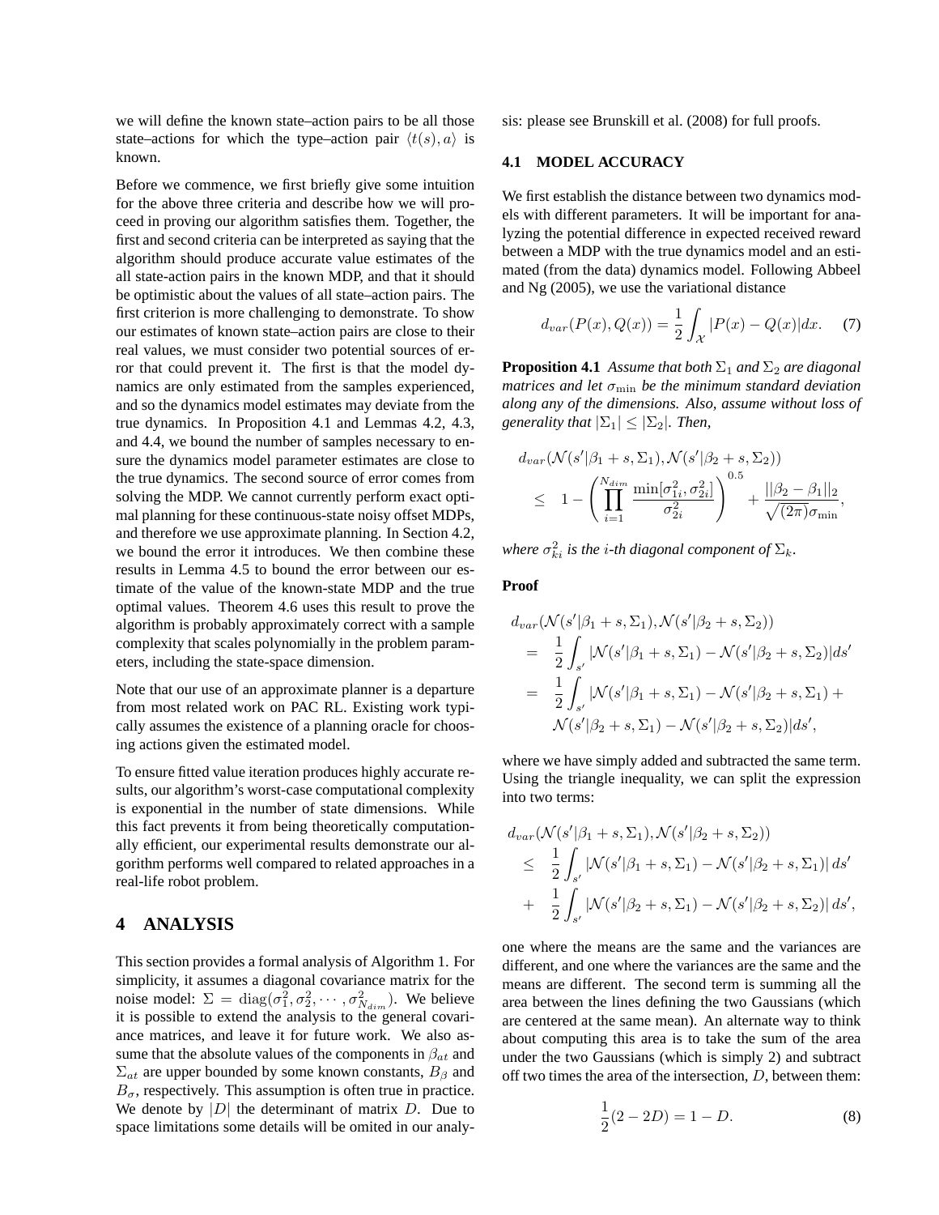we will define the known state–action pairs to be all those state–actions for which the type–action pair $\langle t(s), a\rangle$ is known.

Before we commence, we first briefly give some intuition for the above three criteria and describe how we will proceed in proving our algorithm satisfies them. Together, the first and second criteria can be interpreted as saying that the algorithm should produce accurate value estimates of the all state-action pairs in the known MDP, and that it should be optimistic about the values of all state–action pairs. The first criterion is more challenging to demonstrate. To show our estimates of known state–action pairs are close to their real values, we must consider two potential sources of error that could prevent it. The first is that the model dynamics are only estimated from the samples experienced, and so the dynamics model estimates may deviate from the true dynamics. In Proposition 4.1 and Lemmas 4.2, 4.3, and 4.4, we bound the number of samples necessary to ensure the dynamics model parameter estimates are close to the true dynamics. The second source of error comes from solving the MDP. We cannot currently perform exact optimal planning for these continuous-state noisy offset MDPs, and therefore we use approximate planning. In Section 4.2, we bound the error it introduces. We then combine these results in Lemma 4.5 to bound the error between our estimate of the value of the known-state MDP and the true optimal values. Theorem 4.6 uses this result to prove the algorithm is probably approximately correct with a sample complexity that scales polynomially in the problem parameters, including the state-space dimension.

Note that our use of an approximate planner is a departure from most related work on PAC RL. Existing work typically assumes the existence of a planning oracle for choosing actions given the estimated model.

To ensure fitted value iteration produces highly accurate results, our algorithm's worst-case computational complexity is exponential in the number of state dimensions. While this fact prevents it from being theoretically computationally efficient, our experimental results demonstrate our algorithm performs well compared to related approaches in a real-life robot problem.

# 4 ANALYSIS

This section provides a formal analysis of Algorithm 1. For simplicity, it assumes a diagonal covariance matrix for the noise model: $\Sigma = \mathrm{diag}(\sigma_1^2, \sigma_2^2, \cdots, \sigma_{N_{dim}}^2)$. We believe it is possible to extend the analysis to the general covariance matrices, and leave it for future work. We also assume that the absolute values of the components in $\beta_{at}$ and $\Sigma_{at}$ are upper bounded by some known constants, $B_\beta$ and $B_\sigma$, respectively. This assumption is often true in practice. We denote by $|D|$ the determinant of matrix $D$. Due to space limitations some details will be omited in our analysis: please see Brunskill et al. (2008) for full proofs.

## 4.1 MODEL ACCURACY

We first establish the distance between two dynamics models with different parameters. It will be important for analyzing the potential difference in expected received reward between a MDP with the true dynamics model and an estimated (from the data) dynamics model. Following Abbeel and Ng (2005), we use the variational distance

$$d_{var}(P(x), Q(x)) = \frac{1}{2}\int_{\mathcal{X}} |P(x) - Q(x)| dx. \quad (7)$$

**Proposition 4.1** *Assume that both $\Sigma_1$ and $\Sigma_2$ are diagonal matrices and let $\sigma_{\min}$ be the minimum standard deviation along any of the dimensions. Also, assume without loss of generality that $|\Sigma_1| \le |\Sigma_2|$. Then,*

$$\begin{aligned} & d_{var}(\mathcal{N}(s'|\beta_1 + s, \Sigma_1), \mathcal{N}(s'|\beta_2 + s, \Sigma_2)) \\ & \quad \le \quad 1 - \left( \prod_{i=1}^{N_{dim}} \frac{\min[\sigma_{1i}^2, \sigma_{2i}^2]}{\sigma_{2i}^2} \right)^{0.5} + \frac{||\beta_2 - \beta_1||_2}{\sqrt{(2\pi)}\sigma_{\min}}, \end{aligned}$$

*where $\sigma_{ki}^2$ is the $i$-th diagonal component of $\Sigma_k$.*

**Proof**

$$\begin{aligned} & d_{var}(\mathcal{N}(s'|\beta_1 + s, \Sigma_1), \mathcal{N}(s'|\beta_2 + s, \Sigma_2)) \\ & \quad = \quad \frac{1}{2}\int_{s'} |\mathcal{N}(s'|\beta_1 + s, \Sigma_1) - \mathcal{N}(s'|\beta_2 + s, \Sigma_2)| ds' \\ & \quad = \quad \frac{1}{2}\int_{s'} |\mathcal{N}(s'|\beta_1 + s, \Sigma_1) - \mathcal{N}(s'|\beta_2 + s, \Sigma_1) + \\ & \qquad \mathcal{N}(s'|\beta_2 + s, \Sigma_1) - \mathcal{N}(s'|\beta_2 + s, \Sigma_2)| ds', \end{aligned}$$

where we have simply added and subtracted the same term. Using the triangle inequality, we can split the expression into two terms:

$$\begin{aligned} & d_{var}(\mathcal{N}(s'|\beta_1 + s, \Sigma_1), \mathcal{N}(s'|\beta_2 + s, \Sigma_2)) \\ & \quad \le \quad \frac{1}{2}\int_{s'} |\mathcal{N}(s'|\beta_1 + s, \Sigma_1) - \mathcal{N}(s'|\beta_2 + s, \Sigma_1)| \, ds' \\ & \quad + \quad \frac{1}{2}\int_{s'} |\mathcal{N}(s'|\beta_2 + s, \Sigma_1) - \mathcal{N}(s'|\beta_2 + s, \Sigma_2)| \, ds', \end{aligned}$$

one where the means are the same and the variances are different, and one where the variances are the same and the means are different. The second term is summing all the area between the lines defining the two Gaussians (which are centered at the same mean). An alternate way to think about computing this area is to take the sum of the area under the two Gaussians (which is simply 2) and subtract off two times the area of the intersection, $D$, between them:

$$\frac{1}{2}(2 - 2D) = 1 - D. \quad (8)$$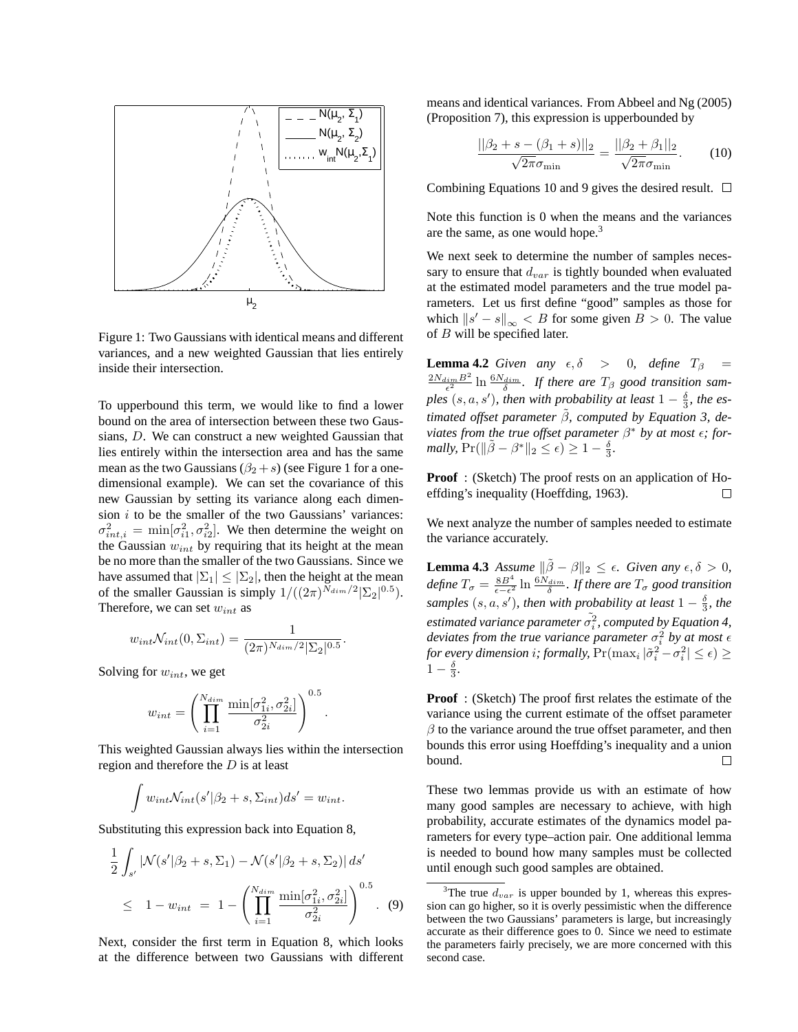Figure 1: Two Gaussians with identical means and different variances, and a new weighted Gaussian that lies entirely inside their intersection.

To upperbound this term, we would like to find a lower bound on the area of intersection between these two Gaussians, $D$. We can construct a new weighted Gaussian that lies entirely within the intersection area and has the same mean as the two Gaussians ($\beta_2 + s$) (see Figure 1 for a one-dimensional example). We can set the covariance of this new Gaussian by setting its variance along each dimension $i$ to be the smaller of the two Gaussians' variances: $\sigma^2_{int,i} = \min[\sigma^2_{i1}, \sigma^2_{i2}]$. We then determine the weight on the Gaussian $w_{int}$ by requiring that its height at the mean be no more than the smaller of the two Gaussians. Since we have assumed that $|\Sigma_1| \leq |\Sigma_2|$, then the height at the mean of the smaller Gaussian is simply $1/((2\pi)^{N_{dim}/2}|\Sigma_2|^{0.5})$. Therefore, we can set $w_{int}$ as

$$w_{int}\mathcal{N}_{int}(0, \Sigma_{int}) = \frac{1}{(2\pi)^{N_{dim}/2}|\Sigma_2|^{0.5}}.$$

Solving for $w_{int}$, we get

$$w_{int} = \left(\prod_{i=1}^{N_{dim}} \frac{\min[\sigma^2_{1i}, \sigma^2_{2i}]}{\sigma^2_{2i}}\right)^{0.5}.$$

This weighted Gaussian always lies within the intersection region and therefore the $D$ is at least

$$\int w_{int}\mathcal{N}_{int}(s'|\beta_2 + s, \Sigma_{int})ds' = w_{int}.$$

Substituting this expression back into Equation 8,

$$\begin{aligned}\frac{1}{2}\int_{s'} |\mathcal{N}(s'|\beta_2 + s, \Sigma_1) - \mathcal{N}(s'|\beta_2 + s, \Sigma_2)|\, ds' \\ \leq \quad 1 - w_{int} \; = \; 1 - \left(\prod_{i=1}^{N_{dim}} \frac{\min[\sigma^2_{1i}, \sigma^2_{2i}]}{\sigma^2_{2i}}\right)^{0.5}. \quad (9)\end{aligned}$$

Next, consider the first term in Equation 8, which looks at the difference between two Gaussians with different means and identical variances. From Abbeel and Ng (2005) (Proposition 7), this expression is upperbounded by

$$\frac{||\beta_2 + s - (\beta_1 + s)||_2}{\sqrt{2\pi}\sigma_{\min}} = \frac{||\beta_2 + \beta_1||_2}{\sqrt{2\pi}\sigma_{\min}}. \qquad (10)$$

Combining Equations 10 and 9 gives the desired result. □

Note this function is 0 when the means and the variances are the same, as one would hope.[3]

We next seek to determine the number of samples necessary to ensure that $d_{var}$ is tightly bounded when evaluated at the estimated model parameters and the true model parameters. Let us first define "good" samples as those for which $\|s' - s\|_\infty < B$ for some given $B > 0$. The value of $B$ will be specified later.

**Lemma 4.2** *Given any $\epsilon, \delta > 0$, define $T_\beta = \frac{2N_{dim}B^2}{\epsilon^2}\ln\frac{6N_{dim}}{\delta}$. If there are $T_\beta$ good transition samples $(s, a, s')$, then with probability at least $1 - \frac{\delta}{3}$, the estimated offset parameter $\tilde{\beta}$, computed by Equation 3, deviates from the true offset parameter $\beta^*$ by at most $\epsilon$; formally, $\Pr(\|\tilde{\beta} - \beta^*\|_2 \leq \epsilon) \geq 1 - \frac{\delta}{3}$.*

**Proof** : (Sketch) The proof rests on an application of Hoeffding's inequality (Hoeffding, 1963). □

We next analyze the number of samples needed to estimate the variance accurately.

**Lemma 4.3** *Assume $\|\tilde{\beta} - \beta\|_2 \leq \epsilon$. Given any $\epsilon, \delta > 0$, define $T_\sigma = \frac{8B^4}{\epsilon - \epsilon^2}\ln\frac{6N_{dim}}{\delta}$. If there are $T_\sigma$ good transition samples $(s, a, s')$, then with probability at least $1 - \frac{\delta}{3}$, the estimated variance parameter $\tilde{\sigma_i^2}$, computed by Equation 4, deviates from the true variance parameter $\sigma_i^2$ by at most $\epsilon$ for every dimension $i$; formally, $\Pr(\max_i |\tilde{\sigma}_i^2 - \sigma_i^2| \leq \epsilon) \geq 1 - \frac{\delta}{3}$.*

**Proof** : (Sketch) The proof first relates the estimate of the variance using the current estimate of the offset parameter $\beta$ to the variance around the true offset parameter, and then bounds this error using Hoeffding's inequality and a union bound. □

These two lemmas provide us with an estimate of how many good samples are necessary to achieve, with high probability, accurate estimates of the dynamics model parameters for every type–action pair. One additional lemma is needed to bound how many samples must be collected until enough such good samples are obtained.

[3] The true $d_{var}$ is upper bounded by 1, whereas this expression can go higher, so it is overly pessimistic when the difference between the two Gaussians' parameters is large, but increasingly accurate as their difference goes to 0. Since we need to estimate the parameters fairly precisely, we are more concerned with this second case.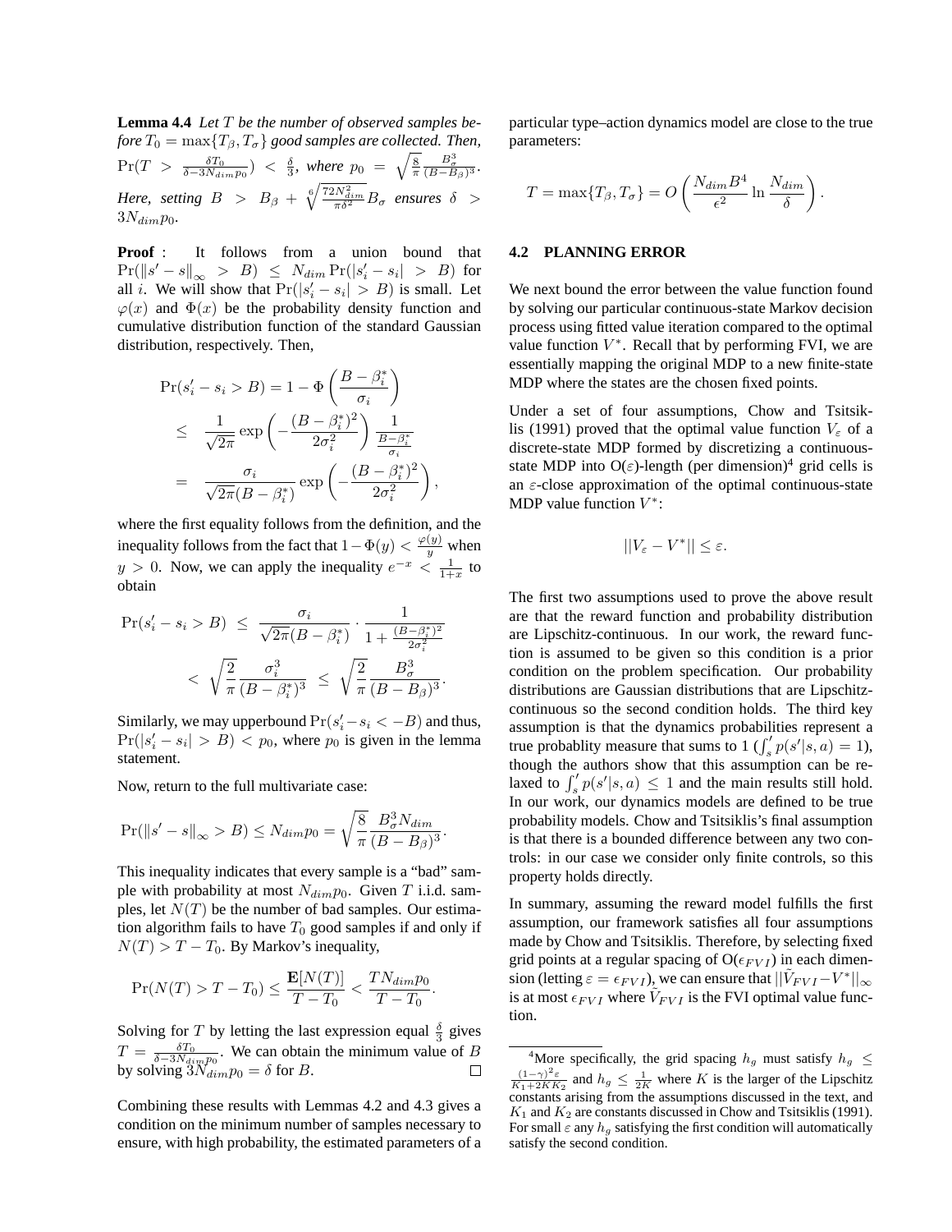**Lemma 4.4** *Let $T$ be the number of observed samples before $T_0 = \max\{T_\beta, T_\sigma\}$ good samples are collected. Then, $\Pr(T > \frac{\delta T_0}{\delta - 3N_{dim}p_0}) < \frac{\delta}{3}$, where $p_0 = \sqrt{\frac{8}{\pi}} \frac{B_\sigma^3}{(B-B_\beta)^3}$. Here, setting $B > B_\beta + \sqrt[6]{\frac{72N_{dim}^2}{\pi\delta^2}} B_\sigma$ ensures $\delta > 3N_{dim}p_0$.*

**Proof** : It follows from a union bound that $\Pr(\|s' - s\|_\infty > B) \leq N_{dim} \Pr(|s'_i - s_i| > B)$ for all $i$. We will show that $\Pr(|s'_i - s_i| > B)$ is small. Let $\varphi(x)$ and $\Phi(x)$ be the probability density function and cumulative distribution function of the standard Gaussian distribution, respectively. Then,

$$
\begin{aligned}
\Pr(s'_i - s_i > B) &= 1 - \Phi\left(\frac{B - \beta_i^*}{\sigma_i}\right) \\
&\leq \frac{1}{\sqrt{2\pi}} \exp\left(-\frac{(B-\beta_i^*)^2}{2\sigma_i^2}\right) \frac{1}{\frac{B-\beta_i^*}{\sigma_i}} \\
&= \frac{\sigma_i}{\sqrt{2\pi}(B-\beta_i^*)} \exp\left(-\frac{(B-\beta_i^*)^2}{2\sigma_i^2}\right),
\end{aligned}
$$

where the first equality follows from the definition, and the inequality follows from the fact that $1 - \Phi(y) < \frac{\varphi(y)}{y}$ when $y > 0$. Now, we can apply the inequality $e^{-x} < \frac{1}{1+x}$ to obtain

$$
\begin{aligned}
\Pr(s'_i - s_i > B) &\leq \frac{\sigma_i}{\sqrt{2\pi}(B-\beta_i^*)} \cdot \frac{1}{1 + \frac{(B-\beta_i^*)^2}{2\sigma_i^2}} \\
&< \sqrt{\frac{2}{\pi}} \frac{\sigma_i^3}{(B-\beta_i^*)^3} \leq \sqrt{\frac{2}{\pi}} \frac{B_\sigma^3}{(B-B_\beta)^3}.
\end{aligned}
$$

Similarly, we may upperbound $\Pr(s'_i - s_i < -B)$ and thus, $\Pr(|s'_i - s_i| > B) < p_0$, where $p_0$ is given in the lemma statement.

Now, return to the full multivariate case:

$$
\Pr(\|s' - s\|_\infty > B) \leq N_{dim} p_0 = \sqrt{\frac{8}{\pi}} \frac{B_\sigma^3 N_{dim}}{(B-B_\beta)^3}.
$$

This inequality indicates that every sample is a "bad" sample with probability at most $N_{dim}p_0$. Given $T$ i.i.d. samples, let $N(T)$ be the number of bad samples. Our estimation algorithm fails to have $T_0$ good samples if and only if $N(T) > T - T_0$. By Markov's inequality,

$$
\Pr(N(T) > T - T_0) \leq \frac{\mathbf{E}[N(T)]}{T - T_0} < \frac{TN_{dim}p_0}{T - T_0}.
$$

Solving for $T$ by letting the last expression equal $\frac{\delta}{3}$ gives $T = \frac{\delta T_0}{\delta - 3N_{dim}p_0}$. We can obtain the minimum value of $B$ by solving $3N_{dim}p_0 = \delta$ for $B$. □

Combining these results with Lemmas 4.2 and 4.3 gives a condition on the minimum number of samples necessary to ensure, with high probability, the estimated parameters of a particular type–action dynamics model are close to the true parameters:

$$
T = \max\{T_\beta, T_\sigma\} = O\left(\frac{N_{dim}B^4}{\epsilon^2} \ln \frac{N_{dim}}{\delta}\right).
$$

### 4.2 PLANNING ERROR

We next bound the error between the value function found by solving our particular continuous-state Markov decision process using fitted value iteration compared to the optimal value function $V^*$. Recall that by performing FVI, we are essentially mapping the original MDP to a new finite-state MDP where the states are the chosen fixed points.

Under a set of four assumptions, Chow and Tsitsiklis (1991) proved that the optimal value function $V_\varepsilon$ of a discrete-state MDP formed by discretizing a continuous-state MDP into O($\varepsilon$)-length (per dimension)[4] grid cells is an $\varepsilon$-close approximation of the optimal continuous-state MDP value function $V^*$:

$$
||V_\varepsilon - V^*|| \leq \varepsilon.
$$

The first two assumptions used to prove the above result are that the reward function and probability distribution are Lipschitz-continuous. In our work, the reward function is assumed to be given so this condition is a prior condition on the problem specification. Our probability distributions are Gaussian distributions that are Lipschitz-continuous so the second condition holds. The third key assumption is that the dynamics probabilities represent a true probablity measure that sums to 1 ($\int_s' p(s'|s,a) = 1$), though the authors show that this assumption can be relaxed to $\int_s' p(s'|s,a) \leq 1$ and the main results still hold. In our work, our dynamics models are defined to be true probability models. Chow and Tsitsiklis's final assumption is that there is a bounded difference between any two controls: in our case we consider only finite controls, so this property holds directly.

In summary, assuming the reward model fulfills the first assumption, our framework satisfies all four assumptions made by Chow and Tsitsiklis. Therefore, by selecting fixed grid points at a regular spacing of O($\epsilon_{FVI}$) in each dimension (letting $\varepsilon = \epsilon_{FVI}$), we can ensure that $||\tilde{V}_{FVI} - V^*||_\infty$ is at most $\epsilon_{FVI}$ where $\tilde{V}_{FVI}$ is the FVI optimal value function.

[4] More specifically, the grid spacing $h_g$ must satisfy $h_g \leq \frac{(1-\gamma)^2\varepsilon}{K_1 + 2KK_2}$ and $h_g \leq \frac{1}{2K}$ where $K$ is the larger of the Lipschitz constants arising from the assumptions discussed in the text, and $K_1$ and $K_2$ are constants discussed in Chow and Tsitsiklis (1991). For small $\varepsilon$ any $h_g$ satisfying the first condition will automatically satisfy the second condition.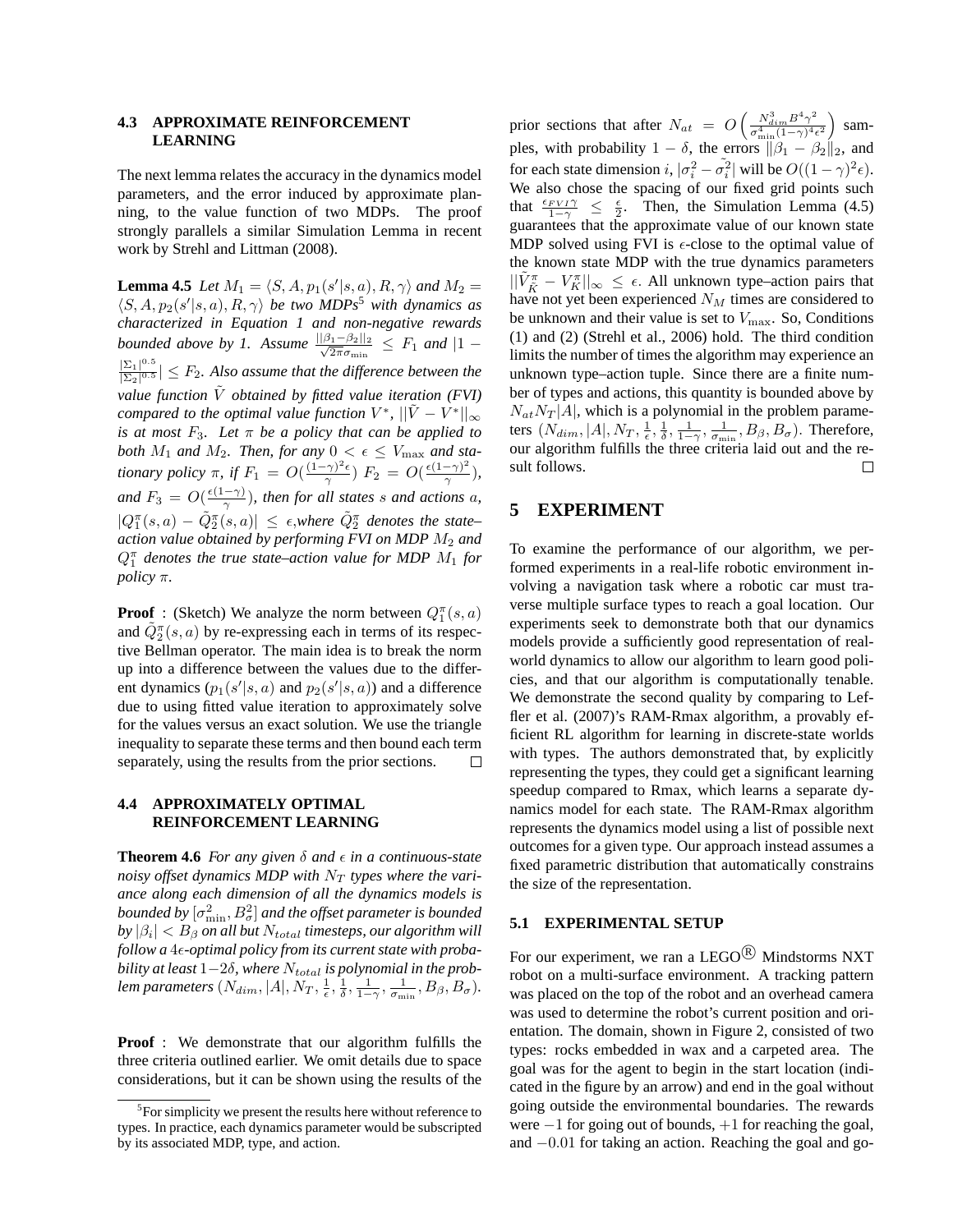### 4.3 APPROXIMATE REINFORCEMENT LEARNING

The next lemma relates the accuracy in the dynamics model parameters, and the error induced by approximate planning, to the value function of two MDPs. The proof strongly parallels a similar Simulation Lemma in recent work by Strehl and Littman (2008).

**Lemma 4.5** *Let $M_1 = \langle S, A, p_1(s'|s,a), R, \gamma \rangle$ and $M_2 = \langle S, A, p_2(s'|s,a), R, \gamma \rangle$ be two MDPs[5] with dynamics as characterized in Equation 1 and non-negative rewards bounded above by 1. Assume $\frac{||\beta_1 - \beta_2||_2}{\sqrt{2\pi}\sigma_{\min}} \leq F_1$ and $|1 - \frac{|\Sigma_1|^{0.5}}{|\Sigma_2|^{0.5}}| \leq F_2$. Also assume that the difference between the value function $\tilde{V}$ obtained by fitted value iteration (FVI) compared to the optimal value function $V^*$, $||\tilde{V} - V^*||_\infty$ is at most $F_3$. Let $\pi$ be a policy that can be applied to both $M_1$ and $M_2$. Then, for any $0 < \epsilon \leq V_{\max}$ and stationary policy $\pi$, if $F_1 = O(\frac{(1-\gamma)^2 \epsilon}{\gamma})$ $F_2 = O(\frac{\epsilon(1-\gamma)^2}{\gamma})$, and $F_3 = O(\frac{\epsilon(1-\gamma)}{\gamma})$, then for all states $s$ and actions $a$, $|Q_1^\pi(s,a) - \tilde{Q}_2^\pi(s,a)| \leq \epsilon$,where $\tilde{Q}_2^\pi$ denotes the state–action value obtained by performing FVI on MDP $M_2$ and $Q_1^\pi$ denotes the true state–action value for MDP $M_1$ for policy $\pi$.*

**Proof** : (Sketch) We analyze the norm between $Q_1^\pi(s,a)$ and $\tilde{Q}_2^\pi(s,a)$ by re-expressing each in terms of its respective Bellman operator. The main idea is to break the norm up into a difference between the values due to the different dynamics ($p_1(s'|s,a)$ and $p_2(s'|s,a)$) and a difference due to using fitted value iteration to approximately solve for the values versus an exact solution. We use the triangle inequality to separate these terms and then bound each term separately, using the results from the prior sections. □

### 4.4 APPROXIMATELY OPTIMAL REINFORCEMENT LEARNING

**Theorem 4.6** *For any given $\delta$ and $\epsilon$ in a continuous-state noisy offset dynamics MDP with $N_T$ types where the variance along each dimension of all the dynamics models is bounded by $[\sigma^2_{\min}, B^2_\sigma]$ and the offset parameter is bounded by $|\beta_i| < B_\beta$ on all but $N_{total}$ timesteps, our algorithm will follow a $4\epsilon$-optimal policy from its current state with probability at least $1-2\delta$, where $N_{total}$ is polynomial in the problem parameters $(N_{dim}, |A|, N_T, \frac{1}{\epsilon}, \frac{1}{\delta}, \frac{1}{1-\gamma}, \frac{1}{\sigma_{\min}}, B_\beta, B_\sigma)$.*

**Proof** : We demonstrate that our algorithm fulfills the three criteria outlined earlier. We omit details due to space considerations, but it can be shown using the results of the prior sections that after $N_{at} = O\left(\frac{N_{dim}^3 B^4 \gamma^2}{\sigma_{\min}^4 (1-\gamma)^4 \epsilon^2}\right)$ samples, with probability $1 - \delta$, the errors $||\beta_1 - \beta_2||_2$, and for each state dimension $i$, $|\sigma_i^2 - \tilde{\sigma_i^2}|$ will be $O((1-\gamma)^2\epsilon)$. We also chose the spacing of our fixed grid points such that $\frac{\epsilon_{FVI}\gamma}{1-\gamma} \leq \frac{\epsilon}{2}$. Then, the Simulation Lemma (4.5) guarantees that the approximate value of our known state MDP solved using FVI is $\epsilon$-close to the optimal value of the known state MDP with the true dynamics parameters $||\tilde{V}_{\hat{K}}^\pi - V_K^\pi||_\infty \leq \epsilon$. All unknown type–action pairs that have not yet been experienced $N_M$ times are considered to be unknown and their value is set to $V_{\max}$. So, Conditions (1) and (2) (Strehl et al., 2006) hold. The third condition limits the number of times the algorithm may experience an unknown type–action tuple. Since there are a finite number of types and actions, this quantity is bounded above by $N_{at}N_T|A|$, which is a polynomial in the problem parameters $(N_{dim}, |A|, N_T, \frac{1}{\epsilon}, \frac{1}{\delta}, \frac{1}{1-\gamma}, \frac{1}{\sigma_{\min}}, B_\beta, B_\sigma)$. Therefore, our algorithm fulfills the three criteria laid out and the result follows. □

## 5 EXPERIMENT

To examine the performance of our algorithm, we performed experiments in a real-life robotic environment involving a navigation task where a robotic car must traverse multiple surface types to reach a goal location. Our experiments seek to demonstrate both that our dynamics models provide a sufficiently good representation of real-world dynamics to allow our algorithm to learn good policies, and that our algorithm is computationally tenable. We demonstrate the second quality by comparing to Leffler et al. (2007)'s RAM-Rmax algorithm, a provably efficient RL algorithm for learning in discrete-state worlds with types. The authors demonstrated that, by explicitly representing the types, they could get a significant learning speedup compared to Rmax, which learns a separate dynamics model for each state. The RAM-Rmax algorithm represents the dynamics model using a list of possible next outcomes for a given type. Our approach instead assumes a fixed parametric distribution that automatically constrains the size of the representation.

### 5.1 EXPERIMENTAL SETUP

For our experiment, we ran a LEGO® Mindstorms NXT robot on a multi-surface environment. A tracking pattern was placed on the top of the robot and an overhead camera was used to determine the robot's current position and orientation. The domain, shown in Figure 2, consisted of two types: rocks embedded in wax and a carpeted area. The goal was for the agent to begin in the start location (indicated in the figure by an arrow) and end in the goal without going outside the environmental boundaries. The rewards were $-1$ for going out of bounds, $+1$ for reaching the goal, and $-0.01$ for taking an action. Reaching the goal and go-

[5] For simplicity we present the results here without reference to types. In practice, each dynamics parameter would be subscripted by its associated MDP, type, and action.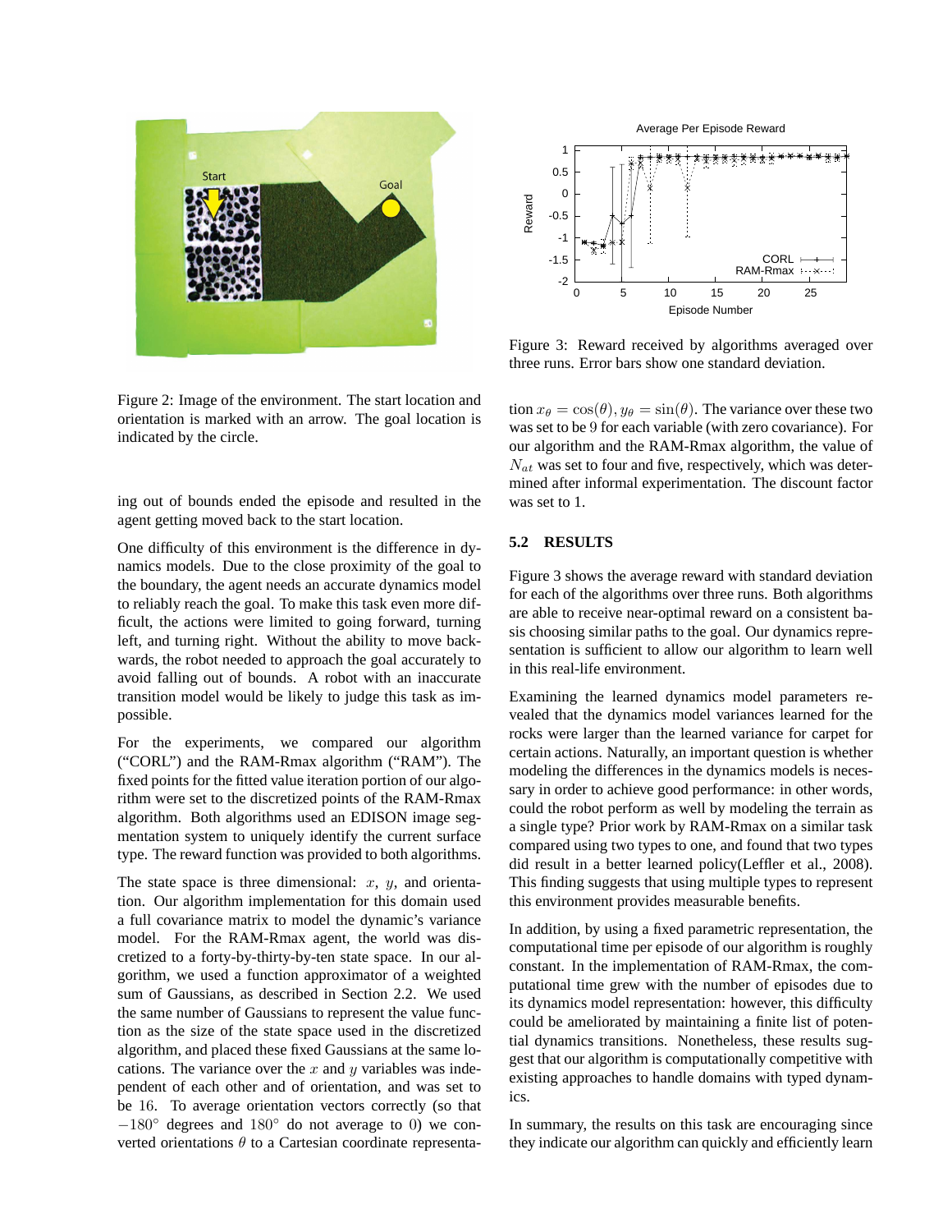Figure 2: Image of the environment. The start location and orientation is marked with an arrow. The goal location is indicated by the circle.

ing out of bounds ended the episode and resulted in the agent getting moved back to the start location.

One difficulty of this environment is the difference in dynamics models. Due to the close proximity of the goal to the boundary, the agent needs an accurate dynamics model to reliably reach the goal. To make this task even more difficult, the actions were limited to going forward, turning left, and turning right. Without the ability to move backwards, the robot needed to approach the goal accurately to avoid falling out of bounds. A robot with an inaccurate transition model would be likely to judge this task as impossible.

For the experiments, we compared our algorithm ("CORL") and the RAM-Rmax algorithm ("RAM"). The fixed points for the fitted value iteration portion of our algorithm were set to the discretized points of the RAM-Rmax algorithm. Both algorithms used an EDISON image segmentation system to uniquely identify the current surface type. The reward function was provided to both algorithms.

The state space is three dimensional: $x$, $y$, and orientation. Our algorithm implementation for this domain used a full covariance matrix to model the dynamic's variance model. For the RAM-Rmax agent, the world was discretized to a forty-by-thirty-by-ten state space. In our algorithm, we used a function approximator of a weighted sum of Gaussians, as described in Section 2.2. We used the same number of Gaussians to represent the value function as the size of the state space used in the discretized algorithm, and placed these fixed Gaussians at the same locations. The variance over the $x$ and $y$ variables was independent of each other and of orientation, and was set to be 16. To average orientation vectors correctly (so that $-180°$ degrees and $180°$ do not average to 0) we converted orientations $\theta$ to a Cartesian coordinate representation $x_\theta = \cos(\theta), y_\theta = \sin(\theta)$. The variance over these two was set to be 9 for each variable (with zero covariance). For our algorithm and the RAM-Rmax algorithm, the value of $N_{at}$ was set to four and five, respectively, which was determined after informal experimentation. The discount factor was set to 1.

Figure 3: Reward received by algorithms averaged over three runs. Error bars show one standard deviation.

### 5.2 RESULTS

Figure 3 shows the average reward with standard deviation for each of the algorithms over three runs. Both algorithms are able to receive near-optimal reward on a consistent basis choosing similar paths to the goal. Our dynamics representation is sufficient to allow our algorithm to learn well in this real-life environment.

Examining the learned dynamics model parameters revealed that the dynamics model variances learned for the rocks were larger than the learned variance for carpet for certain actions. Naturally, an important question is whether modeling the differences in the dynamics models is necessary in order to achieve good performance: in other words, could the robot perform as well by modeling the terrain as a single type? Prior work by RAM-Rmax on a similar task compared using two types to one, and found that two types did result in a better learned policy(Leffler et al., 2008). This finding suggests that using multiple types to represent this environment provides measurable benefits.

In addition, by using a fixed parametric representation, the computational time per episode of our algorithm is roughly constant. In the implementation of RAM-Rmax, the computational time grew with the number of episodes due to its dynamics model representation: however, this difficulty could be ameliorated by maintaining a finite list of potential dynamics transitions. Nonetheless, these results suggest that our algorithm is computationally competitive with existing approaches to handle domains with typed dynamics.

In summary, the results on this task are encouraging since they indicate our algorithm can quickly and efficiently learn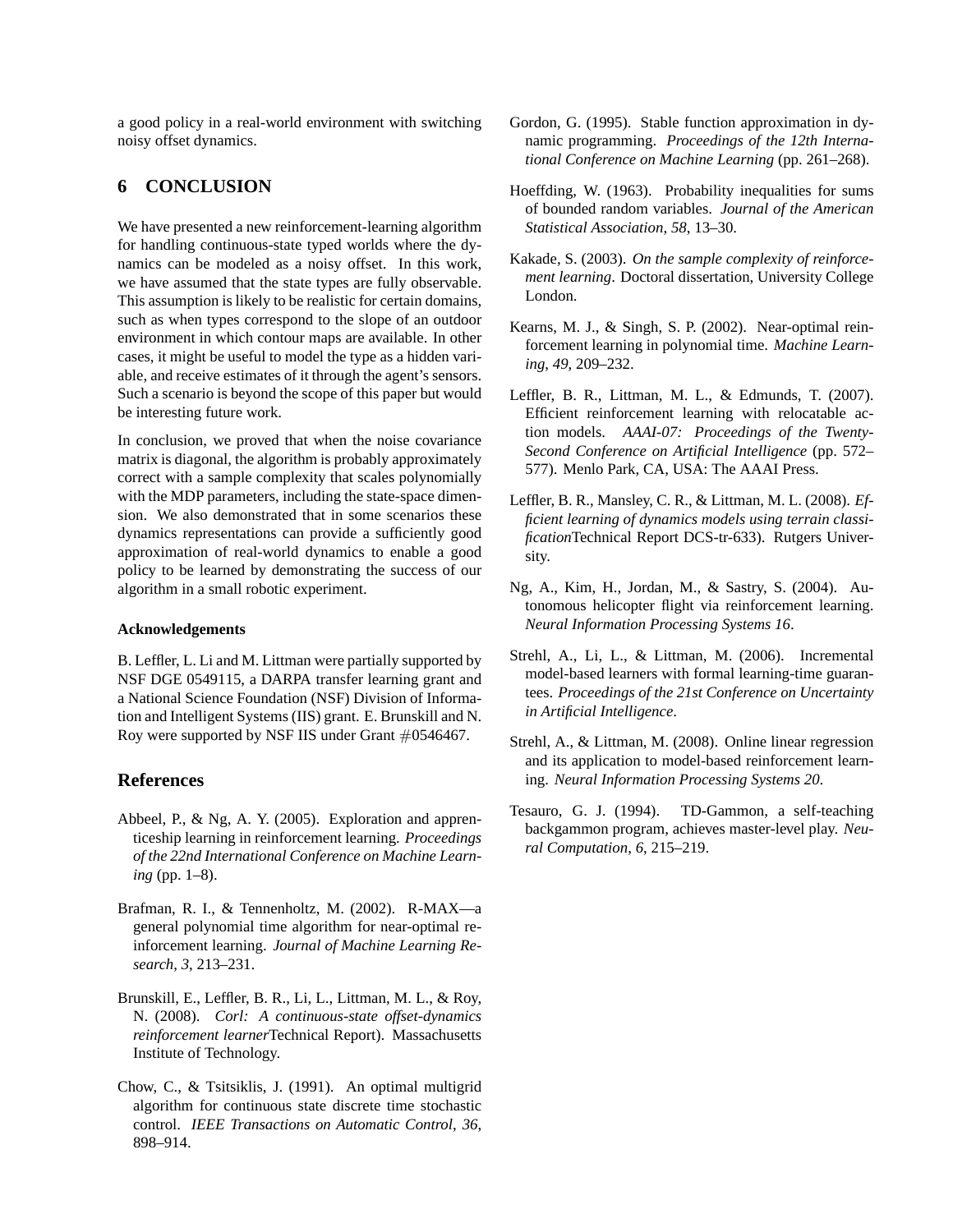a good policy in a real-world environment with switching noisy offset dynamics.

## 6 CONCLUSION

We have presented a new reinforcement-learning algorithm for handling continuous-state typed worlds where the dynamics can be modeled as a noisy offset. In this work, we have assumed that the state types are fully observable. This assumption is likely to be realistic for certain domains, such as when types correspond to the slope of an outdoor environment in which contour maps are available. In other cases, it might be useful to model the type as a hidden variable, and receive estimates of it through the agent's sensors. Such a scenario is beyond the scope of this paper but would be interesting future work.

In conclusion, we proved that when the noise covariance matrix is diagonal, the algorithm is probably approximately correct with a sample complexity that scales polynomially with the MDP parameters, including the state-space dimension. We also demonstrated that in some scenarios these dynamics representations can provide a sufficiently good approximation of real-world dynamics to enable a good policy to be learned by demonstrating the success of our algorithm in a small robotic experiment.

### Acknowledgements

B. Leffler, L. Li and M. Littman were partially supported by NSF DGE 0549115, a DARPA transfer learning grant and a National Science Foundation (NSF) Division of Information and Intelligent Systems (IIS) grant. E. Brunskill and N. Roy were supported by NSF IIS under Grant #0546467.

## References

Abbeel, P., & Ng, A. Y. (2005). Exploration and apprenticeship learning in reinforcement learning. *Proceedings of the 22nd International Conference on Machine Learning* (pp. 1–8).

Brafman, R. I., & Tennenholtz, M. (2002). R-MAX—a general polynomial time algorithm for near-optimal reinforcement learning. *Journal of Machine Learning Research*, *3*, 213–231.

Brunskill, E., Leffler, B. R., Li, L., Littman, M. L., & Roy, N. (2008). *Corl: A continuous-state offset-dynamics reinforcement learner*Technical Report). Massachusetts Institute of Technology.

Chow, C., & Tsitsiklis, J. (1991). An optimal multigrid algorithm for continuous state discrete time stochastic control. *IEEE Transactions on Automatic Control*, *36*, 898–914.

Gordon, G. (1995). Stable function approximation in dynamic programming. *Proceedings of the 12th International Conference on Machine Learning* (pp. 261–268).

Hoeffding, W. (1963). Probability inequalities for sums of bounded random variables. *Journal of the American Statistical Association*, *58*, 13–30.

Kakade, S. (2003). *On the sample complexity of reinforcement learning*. Doctoral dissertation, University College London.

Kearns, M. J., & Singh, S. P. (2002). Near-optimal reinforcement learning in polynomial time. *Machine Learning*, *49*, 209–232.

Leffler, B. R., Littman, M. L., & Edmunds, T. (2007). Efficient reinforcement learning with relocatable action models. *AAAI-07: Proceedings of the Twenty-Second Conference on Artificial Intelligence* (pp. 572–577). Menlo Park, CA, USA: The AAAI Press.

Leffler, B. R., Mansley, C. R., & Littman, M. L. (2008). *Efficient learning of dynamics models using terrain classification*Technical Report DCS-tr-633). Rutgers University.

Ng, A., Kim, H., Jordan, M., & Sastry, S. (2004). Autonomous helicopter flight via reinforcement learning. *Neural Information Processing Systems 16*.

Strehl, A., Li, L., & Littman, M. (2006). Incremental model-based learners with formal learning-time guarantees. *Proceedings of the 21st Conference on Uncertainty in Artificial Intelligence*.

Strehl, A., & Littman, M. (2008). Online linear regression and its application to model-based reinforcement learning. *Neural Information Processing Systems 20*.

Tesauro, G. J. (1994). TD-Gammon, a self-teaching backgammon program, achieves master-level play. *Neural Computation*, *6*, 215–219.